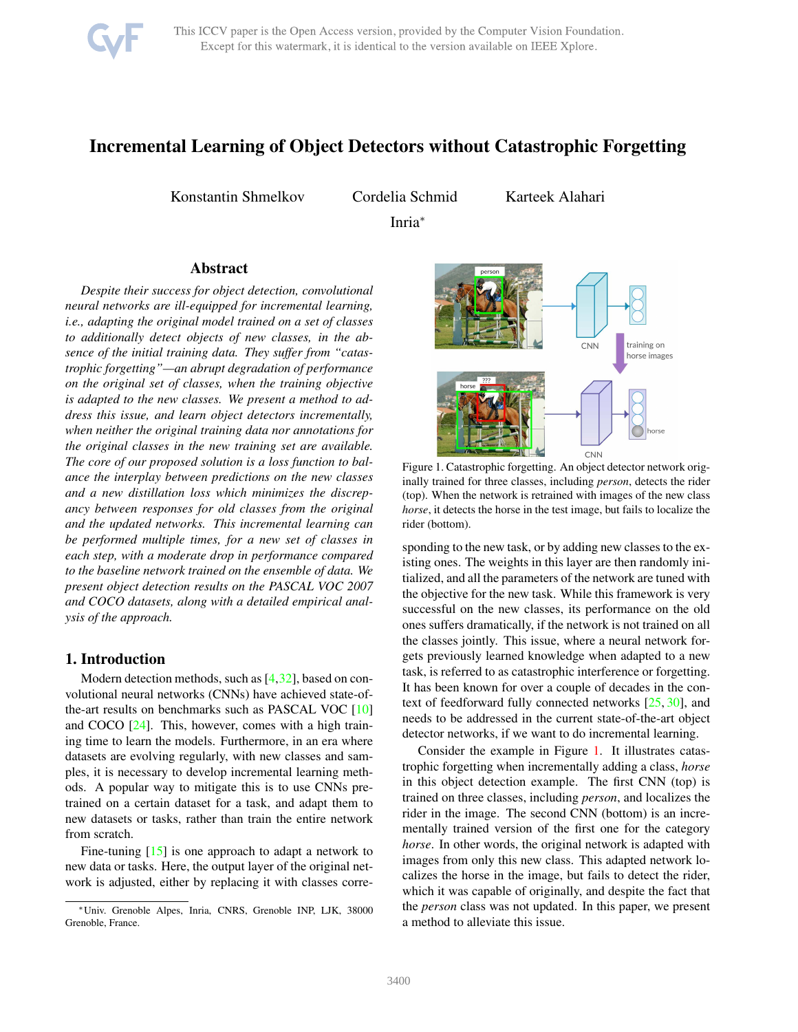# Incremental Learning of Object Detectors without Catastrophic Forgetting

Konstantin Shmelkov Cordelia Schmid Karteek Alahari

Inria*

## Abstract

*Despite their success for object detection, convolutional neural networks are ill-equipped for incremental learning, i.e., adapting the original model trained on a set of classes to additionally detect objects of new classes, in the absence of the initial training data. They suffer from "catastrophic forgetting"—an abrupt degradation of performance on the original set of classes, when the training objective is adapted to the new classes. We present a method to address this issue, and learn object detectors incrementally, when neither the original training data nor annotations for the original classes in the new training set are available. The core of our proposed solution is a loss function to balance the interplay between predictions on the new classes and a new distillation loss which minimizes the discrepancy between responses for old classes from the original and the updated networks. This incremental learning can be performed multiple times, for a new set of classes in each step, with a moderate drop in performance compared to the baseline network trained on the ensemble of data. We present object detection results on the PASCAL VOC 2007 and COCO datasets, along with a detailed empirical analysis of the approach.*

## 1. Introduction

Modern detection methods, such as [4,32], based on convolutional neural networks (CNNs) have achieved state-of-the-art results on benchmarks such as PASCAL VOC [10] and COCO [24]. This, however, comes with a high training time to learn the models. Furthermore, in an era where datasets are evolving regularly, with new classes and samples, it is necessary to develop incremental learning methods. A popular way to mitigate this is to use CNNs pre-trained on a certain dataset for a task, and adapt them to new datasets or tasks, rather than train the entire network from scratch.

Fine-tuning [15] is one approach to adapt a network to new data or tasks. Here, the output layer of the original network is adjusted, either by replacing it with classes corresponding to the new task, or by adding new classes to the existing ones. The weights in this layer are then randomly initialized, and all the parameters of the network are tuned with the objective for the new task. While this framework is very successful on the new classes, its performance on the old ones suffers dramatically, if the network is not trained on all the classes jointly. This issue, where a neural network forgets previously learned knowledge when adapted to a new task, is referred to as catastrophic interference or forgetting. It has been known for over a couple of decades in the context of feedforward fully connected networks [25, 30], and needs to be addressed in the current state-of-the-art object detector networks, if we want to do incremental learning.

Figure 1. Catastrophic forgetting. An object detector network originally trained for three classes, including *person*, detects the rider (top). When the network is retrained with images of the new class *horse*, it detects the horse in the test image, but fails to localize the rider (bottom).

Consider the example in Figure 1. It illustrates catastrophic forgetting when incrementally adding a class, *horse* in this object detection example. The first CNN (top) is trained on three classes, including *person*, and localizes the rider in the image. The second CNN (bottom) is an incrementally trained version of the first one for the category *horse*. In other words, the original network is adapted with images from only this new class. This adapted network localizes the horse in the image, but fails to detect the rider, which it was capable of originally, and despite the fact that the *person* class was not updated. In this paper, we present a method to alleviate this issue.

*Univ. Grenoble Alpes, Inria, CNRS, Grenoble INP, LJK, 38000 Grenoble, France.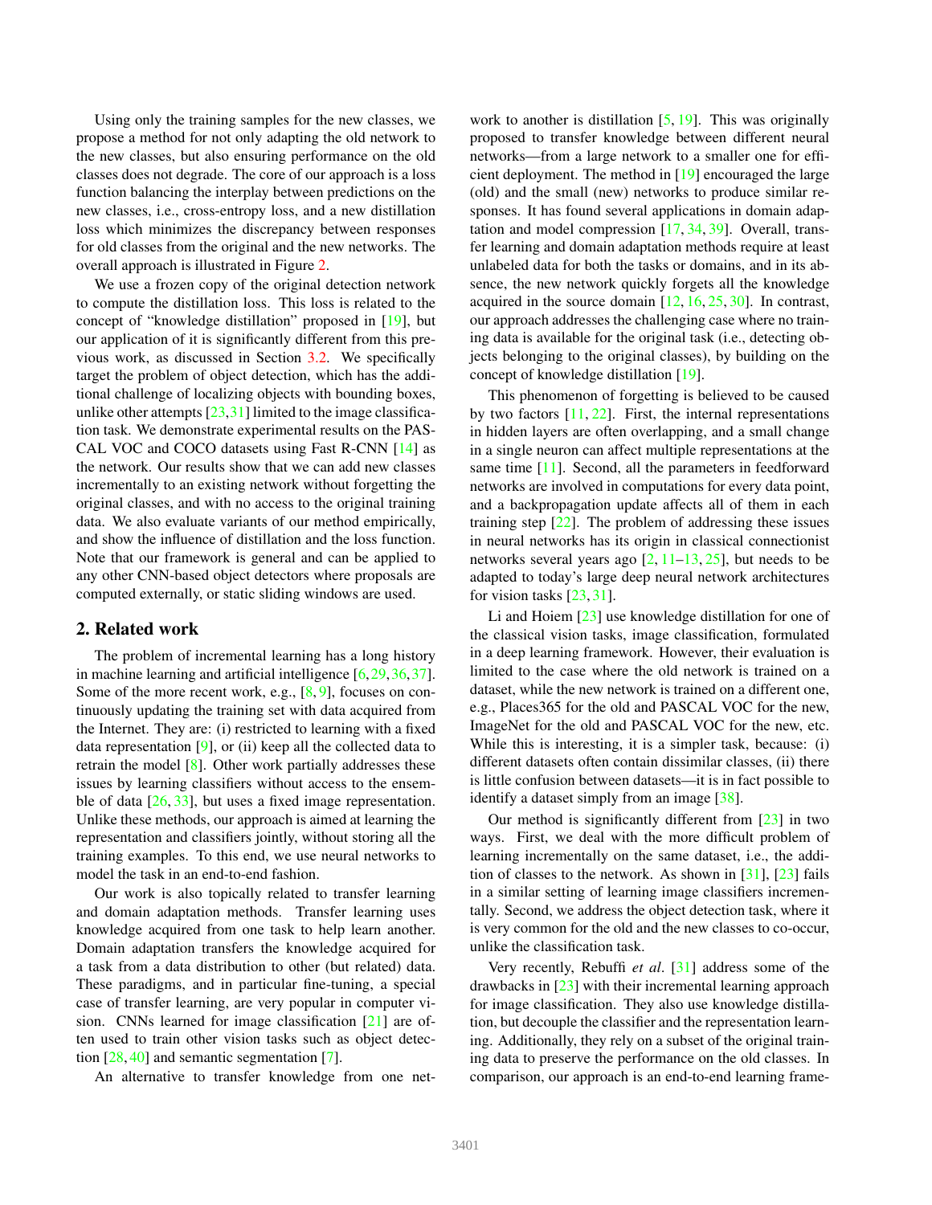Using only the training samples for the new classes, we propose a method for not only adapting the old network to the new classes, but also ensuring performance on the old classes does not degrade. The core of our approach is a loss function balancing the interplay between predictions on the new classes, i.e., cross-entropy loss, and a new distillation loss which minimizes the discrepancy between responses for old classes from the original and the new networks. The overall approach is illustrated in Figure 2.

We use a frozen copy of the original detection network to compute the distillation loss. This loss is related to the concept of "knowledge distillation" proposed in [19], but our application of it is significantly different from this previous work, as discussed in Section 3.2. We specifically target the problem of object detection, which has the additional challenge of localizing objects with bounding boxes, unlike other attempts [23,31] limited to the image classification task. We demonstrate experimental results on the PASCAL VOC and COCO datasets using Fast R-CNN [14] as the network. Our results show that we can add new classes incrementally to an existing network without forgetting the original classes, and with no access to the original training data. We also evaluate variants of our method empirically, and show the influence of distillation and the loss function. Note that our framework is general and can be applied to any other CNN-based object detectors where proposals are computed externally, or static sliding windows are used.

## 2. Related work

The problem of incremental learning has a long history in machine learning and artificial intelligence [6,29,36,37]. Some of the more recent work, e.g., [8,9], focuses on continuously updating the training set with data acquired from the Internet. They are: (i) restricted to learning with a fixed data representation [9], or (ii) keep all the collected data to retrain the model [8]. Other work partially addresses these issues by learning classifiers without access to the ensemble of data [26,33], but uses a fixed image representation. Unlike these methods, our approach is aimed at learning the representation and classifiers jointly, without storing all the training examples. To this end, we use neural networks to model the task in an end-to-end fashion.

Our work is also topically related to transfer learning and domain adaptation methods. Transfer learning uses knowledge acquired from one task to help learn another. Domain adaptation transfers the knowledge acquired for a task from a data distribution to other (but related) data. These paradigms, and in particular fine-tuning, a special case of transfer learning, are very popular in computer vision. CNNs learned for image classification [21] are often used to train other vision tasks such as object detection [28,40] and semantic segmentation [7].

An alternative to transfer knowledge from one network to another is distillation [5,19]. This was originally proposed to transfer knowledge between different neural networks—from a large network to a smaller one for efficient deployment. The method in [19] encouraged the large (old) and the small (new) networks to produce similar responses. It has found several applications in domain adaptation and model compression [17,34,39]. Overall, transfer learning and domain adaptation methods require at least unlabeled data for both the tasks or domains, and in its absence, the new network quickly forgets all the knowledge acquired in the source domain [12,16,25,30]. In contrast, our approach addresses the challenging case where no training data is available for the original task (i.e., detecting objects belonging to the original classes), by building on the concept of knowledge distillation [19].

This phenomenon of forgetting is believed to be caused by two factors [11,22]. First, the internal representations in hidden layers are often overlapping, and a small change in a single neuron can affect multiple representations at the same time [11]. Second, all the parameters in feedforward networks are involved in computations for every data point, and a backpropagation update affects all of them in each training step [22]. The problem of addressing these issues in neural networks has its origin in classical connectionist networks several years ago [2,11–13,25], but needs to be adapted to today's large deep neural network architectures for vision tasks [23,31].

Li and Hoiem [23] use knowledge distillation for one of the classical vision tasks, image classification, formulated in a deep learning framework. However, their evaluation is limited to the case where the old network is trained on a dataset, while the new network is trained on a different one, e.g., Places365 for the old and PASCAL VOC for the new, ImageNet for the old and PASCAL VOC for the new, etc. While this is interesting, it is a simpler task, because: (i) different datasets often contain dissimilar classes, (ii) there is little confusion between datasets—it is in fact possible to identify a dataset simply from an image [38].

Our method is significantly different from [23] in two ways. First, we deal with the more difficult problem of learning incrementally on the same dataset, i.e., the addition of classes to the network. As shown in [31], [23] fails in a similar setting of learning image classifiers incrementally. Second, we address the object detection task, where it is very common for the old and the new classes to co-occur, unlike the classification task.

Very recently, Rebuffi *et al*. [31] address some of the drawbacks in [23] with their incremental learning approach for image classification. They also use knowledge distillation, but decouple the classifier and the representation learning. Additionally, they rely on a subset of the original training data to preserve the performance on the old classes. In comparison, our approach is an end-to-end learning frame-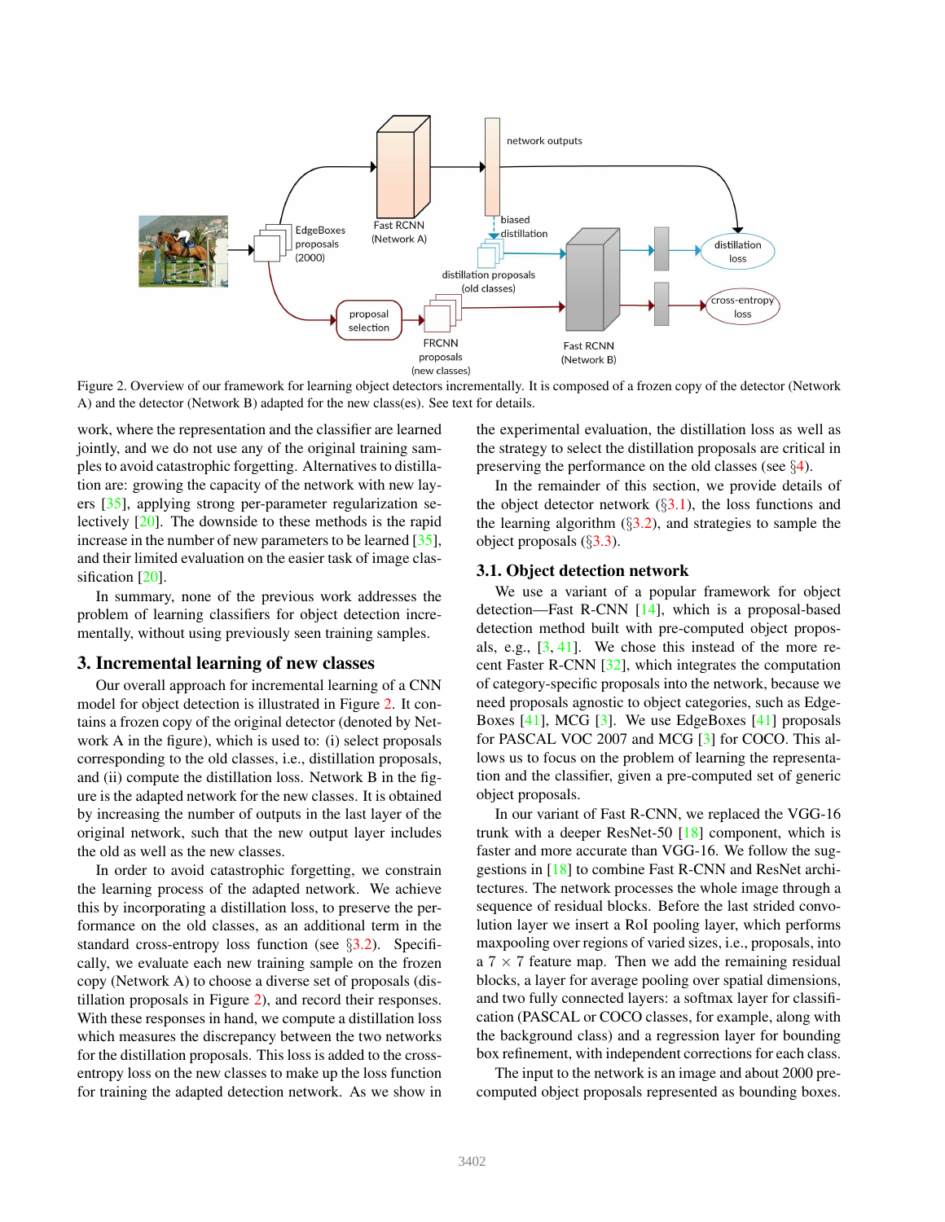Figure 2. Overview of our framework for learning object detectors incrementally. It is composed of a frozen copy of the detector (Network A) and the detector (Network B) adapted for the new class(es). See text for details.

work, where the representation and the classifier are learned jointly, and we do not use any of the original training samples to avoid catastrophic forgetting. Alternatives to distillation are: growing the capacity of the network with new layers [35], applying strong per-parameter regularization selectively [20]. The downside to these methods is the rapid increase in the number of new parameters to be learned [35], and their limited evaluation on the easier task of image classification [20].

In summary, none of the previous work addresses the problem of learning classifiers for object detection incrementally, without using previously seen training samples.

## 3. Incremental learning of new classes

Our overall approach for incremental learning of a CNN model for object detection is illustrated in Figure 2. It contains a frozen copy of the original detector (denoted by Network A in the figure), which is used to: (i) select proposals corresponding to the old classes, i.e., distillation proposals, and (ii) compute the distillation loss. Network B in the figure is the adapted network for the new classes. It is obtained by increasing the number of outputs in the last layer of the original network, such that the new output layer includes the old as well as the new classes.

In order to avoid catastrophic forgetting, we constrain the learning process of the adapted network. We achieve this by incorporating a distillation loss, to preserve the performance on the old classes, as an additional term in the standard cross-entropy loss function (see §3.2). Specifically, we evaluate each new training sample on the frozen copy (Network A) to choose a diverse set of proposals (distillation proposals in Figure 2), and record their responses. With these responses in hand, we compute a distillation loss which measures the discrepancy between the two networks for the distillation proposals. This loss is added to the cross-entropy loss on the new classes to make up the loss function for training the adapted detection network. As we show in the experimental evaluation, the distillation loss as well as the strategy to select the distillation proposals are critical in preserving the performance on the old classes (see §4).

In the remainder of this section, we provide details of the object detector network (§3.1), the loss functions and the learning algorithm (§3.2), and strategies to sample the object proposals (§3.3).

### 3.1. Object detection network

We use a variant of a popular framework for object detection—Fast R-CNN [14], which is a proposal-based detection method built with pre-computed object proposals, e.g., [3, 41]. We chose this instead of the more recent Faster R-CNN [32], which integrates the computation of category-specific proposals into the network, because we need proposals agnostic to object categories, such as EdgeBoxes [41], MCG [3]. We use EdgeBoxes [41] proposals for PASCAL VOC 2007 and MCG [3] for COCO. This allows us to focus on the problem of learning the representation and the classifier, given a pre-computed set of generic object proposals.

In our variant of Fast R-CNN, we replaced the VGG-16 trunk with a deeper ResNet-50 [18] component, which is faster and more accurate than VGG-16. We follow the suggestions in [18] to combine Fast R-CNN and ResNet architectures. The network processes the whole image through a sequence of residual blocks. Before the last strided convolution layer we insert a RoI pooling layer, which performs maxpooling over regions of varied sizes, i.e., proposals, into a $7 \times 7$ feature map. Then we add the remaining residual blocks, a layer for average pooling over spatial dimensions, and two fully connected layers: a softmax layer for classification (PASCAL or COCO classes, for example, along with the background class) and a regression layer for bounding box refinement, with independent corrections for each class.

The input to the network is an image and about 2000 pre-computed object proposals represented as bounding boxes.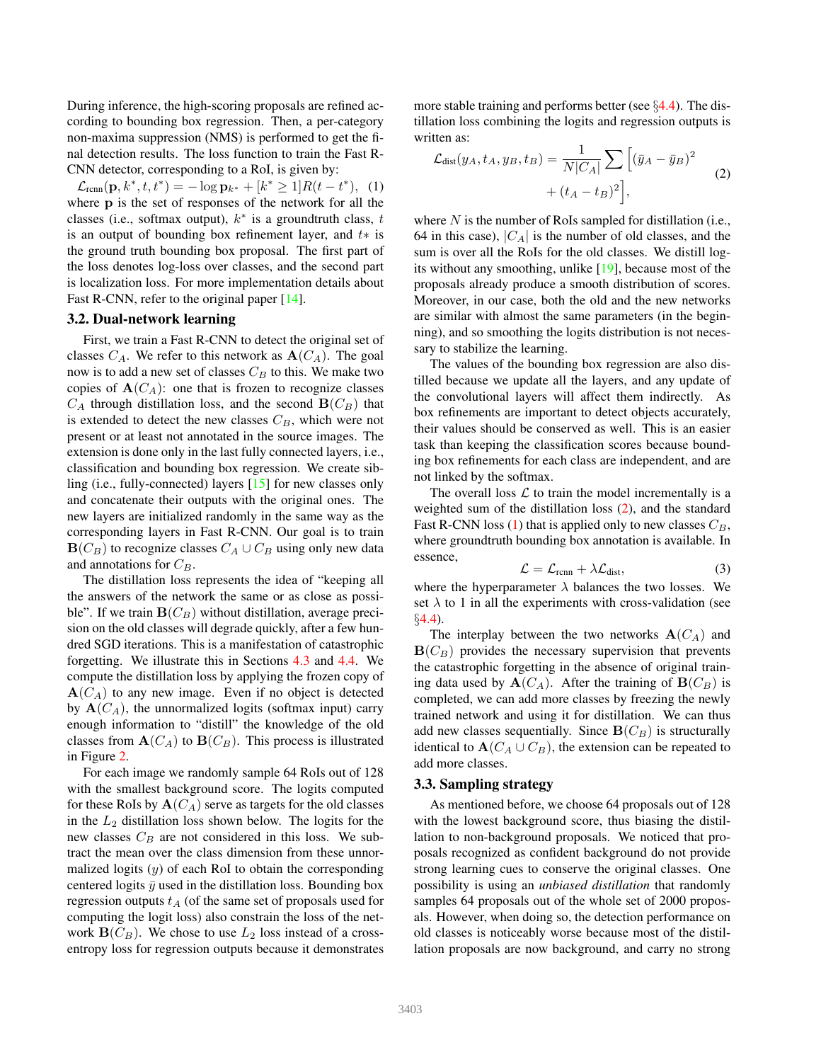During inference, the high-scoring proposals are refined according to bounding box regression. Then, a per-category non-maxima suppression (NMS) is performed to get the final detection results. The loss function to train the Fast R-CNN detector, corresponding to a RoI, is given by:

$$\mathcal{L}_{\text{rcnn}}(\mathbf{p}, k^*, t, t^*) = -\log \mathbf{p}_{k^*} + [k^* \geq 1]R(t - t^*), \quad (1)$$

where $\mathbf{p}$ is the set of responses of the network for all the classes (i.e., softmax output), $k^*$ is a groundtruth class, $t$ is an output of bounding box refinement layer, and $t*$ is the ground truth bounding box proposal. The first part of the loss denotes log-loss over classes, and the second part is localization loss. For more implementation details about Fast R-CNN, refer to the original paper [14].

### 3.2. Dual-network learning

First, we train a Fast R-CNN to detect the original set of classes $C_A$. We refer to this network as $\mathbf{A}(C_A)$. The goal now is to add a new set of classes $C_B$ to this. We make two copies of $\mathbf{A}(C_A)$: one that is frozen to recognize classes $C_A$ through distillation loss, and the second $\mathbf{B}(C_B)$ that is extended to detect the new classes $C_B$, which were not present or at least not annotated in the source images. The extension is done only in the last fully connected layers, i.e., classification and bounding box regression. We create sibling (i.e., fully-connected) layers [15] for new classes only and concatenate their outputs with the original ones. The new layers are initialized randomly in the same way as the corresponding layers in Fast R-CNN. Our goal is to train $\mathbf{B}(C_B)$ to recognize classes $C_A \cup C_B$ using only new data and annotations for $C_B$.

The distillation loss represents the idea of "keeping all the answers of the network the same or as close as possible". If we train $\mathbf{B}(C_B)$ without distillation, average precision on the old classes will degrade quickly, after a few hundred SGD iterations. This is a manifestation of catastrophic forgetting. We illustrate this in Sections 4.3 and 4.4. We compute the distillation loss by applying the frozen copy of $\mathbf{A}(C_A)$ to any new image. Even if no object is detected by $\mathbf{A}(C_A)$, the unnormalized logits (softmax input) carry enough information to "distill" the knowledge of the old classes from $\mathbf{A}(C_A)$ to $\mathbf{B}(C_B)$. This process is illustrated in Figure 2.

For each image we randomly sample 64 RoIs out of 128 with the smallest background score. The logits computed for these RoIs by $\mathbf{A}(C_A)$ serve as targets for the old classes in the $L_2$ distillation loss shown below. The logits for the new classes $C_B$ are not considered in this loss. We subtract the mean over the class dimension from these unnormalized logits ($y$) of each RoI to obtain the corresponding centered logits $\bar{y}$ used in the distillation loss. Bounding box regression outputs $t_A$ (of the same set of proposals used for computing the logit loss) also constrain the loss of the network $\mathbf{B}(C_B)$. We chose to use $L_2$ loss instead of a cross-entropy loss for regression outputs because it demonstrates more stable training and performs better (see §4.4). The distillation loss combining the logits and regression outputs is written as:

$$\mathcal{L}_{\text{dist}}(y_A, t_A, y_B, t_B) = \frac{1}{N|C_A|} \sum \Big[(\bar{y}_A - \bar{y}_B)^2 + (t_A - t_B)^2\Big], \quad (2)$$

where $N$ is the number of RoIs sampled for distillation (i.e., 64 in this case), $|C_A|$ is the number of old classes, and the sum is over all the RoIs for the old classes. We distill logits without any smoothing, unlike [19], because most of the proposals already produce a smooth distribution of scores. Moreover, in our case, both the old and the new networks are similar with almost the same parameters (in the beginning), and so smoothing the logits distribution is not necessary to stabilize the learning.

The values of the bounding box regression are also distilled because we update all the layers, and any update of the convolutional layers will affect them indirectly. As box refinements are important to detect objects accurately, their values should be conserved as well. This is an easier task than keeping the classification scores because bounding box refinements for each class are independent, and are not linked by the softmax.

The overall loss $\mathcal{L}$ to train the model incrementally is a weighted sum of the distillation loss (2), and the standard Fast R-CNN loss (1) that is applied only to new classes $C_B$, where groundtruth bounding box annotation is available. In essence,

$$\mathcal{L} = \mathcal{L}_{\text{rcnn}} + \lambda \mathcal{L}_{\text{dist}}, \quad (3)$$

where the hyperparameter $\lambda$ balances the two losses. We set $\lambda$ to 1 in all the experiments with cross-validation (see §4.4).

The interplay between the two networks $\mathbf{A}(C_A)$ and $\mathbf{B}(C_B)$ provides the necessary supervision that prevents the catastrophic forgetting in the absence of original training data used by $\mathbf{A}(C_A)$. After the training of $\mathbf{B}(C_B)$ is completed, we can add more classes by freezing the newly trained network and using it for distillation. We can thus add new classes sequentially. Since $\mathbf{B}(C_B)$ is structurally identical to $\mathbf{A}(C_A \cup C_B)$, the extension can be repeated to add more classes.

### 3.3. Sampling strategy

As mentioned before, we choose 64 proposals out of 128 with the lowest background score, thus biasing the distillation to non-background proposals. We noticed that proposals recognized as confident background do not provide strong learning cues to conserve the original classes. One possibility is using an *unbiased distillation* that randomly samples 64 proposals out of the whole set of 2000 proposals. However, when doing so, the detection performance on old classes is noticeably worse because most of the distillation proposals are now background, and carry no strong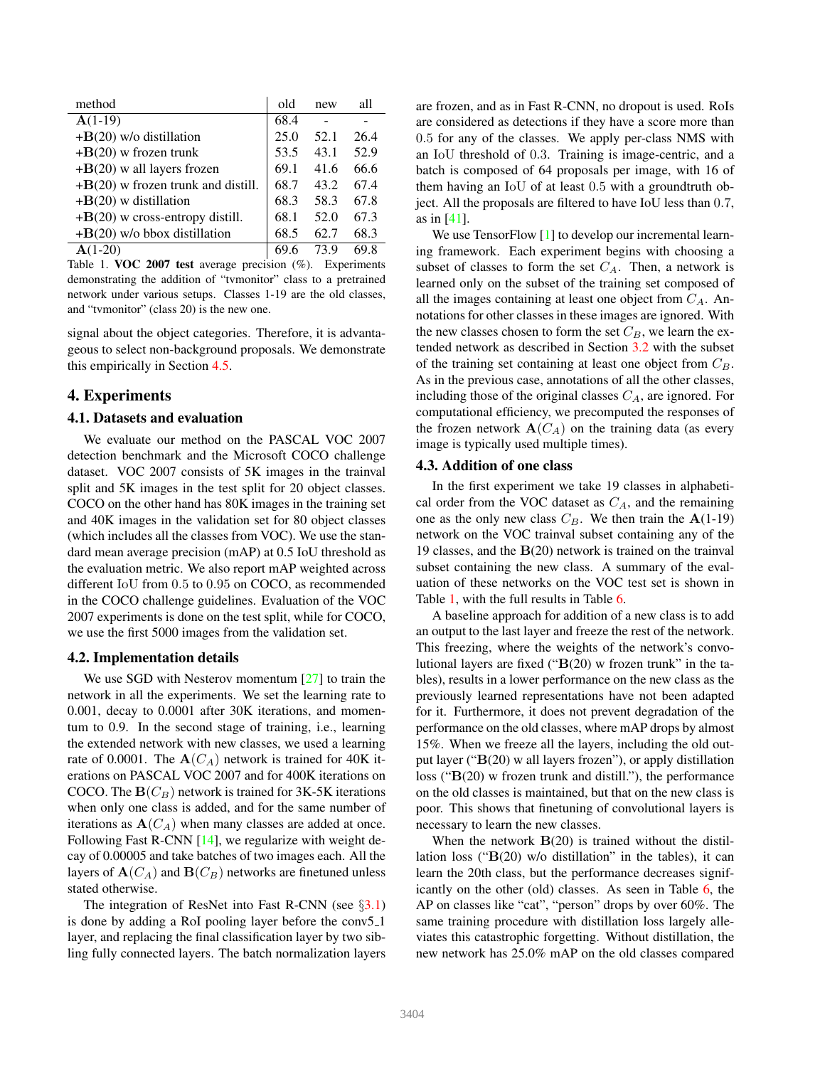| method | old | new | all |
|---|---|---|---|
| **A**(1-19) | 68.4 | - | - |
| +**B**(20) w/o distillation | 25.0 | 52.1 | 26.4 |
| +**B**(20) w frozen trunk | 53.5 | 43.1 | 52.9 |
| +**B**(20) w all layers frozen | 69.1 | 41.6 | 66.6 |
| +**B**(20) w frozen trunk and distill. | 68.7 | 43.2 | 67.4 |
| +**B**(20) w distillation | 68.3 | 58.3 | 67.8 |
| +**B**(20) w cross-entropy distill. | 68.1 | 52.0 | 67.3 |
| +**B**(20) w/o bbox distillation | 68.5 | 62.7 | 68.3 |
| **A**(1-20) | 69.6 | 73.9 | 69.8 |

Table 1. **VOC 2007 test** average precision (%). Experiments demonstrating the addition of "tvmonitor" class to a pretrained network under various setups. Classes 1-19 are the old classes, and "tvmonitor" (class 20) is the new one.

signal about the object categories. Therefore, it is advantageous to select non-background proposals. We demonstrate this empirically in Section 4.5.

## 4. Experiments

### 4.1. Datasets and evaluation

We evaluate our method on the PASCAL VOC 2007 detection benchmark and the Microsoft COCO challenge dataset. VOC 2007 consists of 5K images in the trainval split and 5K images in the test split for 20 object classes. COCO on the other hand has 80K images in the training set and 40K images in the validation set for 80 object classes (which includes all the classes from VOC). We use the standard mean average precision (mAP) at 0.5 IoU threshold as the evaluation metric. We also report mAP weighted across different IoU from 0.5 to 0.95 on COCO, as recommended in the COCO challenge guidelines. Evaluation of the VOC 2007 experiments is done on the test split, while for COCO, we use the first 5000 images from the validation set.

### 4.2. Implementation details

We use SGD with Nesterov momentum [27] to train the network in all the experiments. We set the learning rate to 0.001, decay to 0.0001 after 30K iterations, and momentum to 0.9. In the second stage of training, i.e., learning the extended network with new classes, we used a learning rate of 0.0001. The $\mathbf{A}(C_A)$ network is trained for 40K iterations on PASCAL VOC 2007 and for 400K iterations on COCO. The $\mathbf{B}(C_B)$ network is trained for 3K-5K iterations when only one class is added, and for the same number of iterations as $\mathbf{A}(C_A)$ when many classes are added at once. Following Fast R-CNN [14], we regularize with weight decay of 0.00005 and take batches of two images each. All the layers of $\mathbf{A}(C_A)$ and $\mathbf{B}(C_B)$ networks are finetuned unless stated otherwise.

The integration of ResNet into Fast R-CNN (see §3.1) is done by adding a RoI pooling layer before the conv5_1 layer, and replacing the final classification layer by two sibling fully connected layers. The batch normalization layers are frozen, and as in Fast R-CNN, no dropout is used. RoIs are considered as detections if they have a score more than 0.5 for any of the classes. We apply per-class NMS with an IoU threshold of 0.3. Training is image-centric, and a batch is composed of 64 proposals per image, with 16 of them having an IoU of at least 0.5 with a groundtruth object. All the proposals are filtered to have IoU less than 0.7, as in [41].

We use TensorFlow [1] to develop our incremental learning framework. Each experiment begins with choosing a subset of classes to form the set $C_A$. Then, a network is learned only on the subset of the training set composed of all the images containing at least one object from $C_A$. Annotations for other classes in these images are ignored. With the new classes chosen to form the set $C_B$, we learn the extended network as described in Section 3.2 with the subset of the training set containing at least one object from $C_B$. As in the previous case, annotations of all the other classes, including those of the original classes $C_A$, are ignored. For computational efficiency, we precomputed the responses of the frozen network $\mathbf{A}(C_A)$ on the training data (as every image is typically used multiple times).

### 4.3. Addition of one class

In the first experiment we take 19 classes in alphabetical order from the VOC dataset as $C_A$, and the remaining one as the only new class $C_B$. We then train the $\mathbf{A}$(1-19) network on the VOC trainval subset containing any of the 19 classes, and the $\mathbf{B}$(20) network is trained on the trainval subset containing the new class. A summary of the evaluation of these networks on the VOC test set is shown in Table 1, with the full results in Table 6.

A baseline approach for addition of a new class is to add an output to the last layer and freeze the rest of the network. This freezing, where the weights of the network's convolutional layers are fixed ("**B**(20) w frozen trunk" in the tables), results in a lower performance on the new class as the previously learned representations have not been adapted for it. Furthermore, it does not prevent degradation of the performance on the old classes, where mAP drops by almost 15%. When we freeze all the layers, including the old output layer ("**B**(20) w all layers frozen"), or apply distillation loss ("**B**(20) w frozen trunk and distill."), the performance on the old classes is maintained, but that on the new class is poor. This shows that finetuning of convolutional layers is necessary to learn the new classes.

When the network **B**(20) is trained without the distillation loss ("**B**(20) w/o distillation" in the tables), it can learn the 20th class, but the performance decreases significantly on the other (old) classes. As seen in Table 6, the AP on classes like "cat", "person" drops by over 60%. The same training procedure with distillation loss largely alleviates this catastrophic forgetting. Without distillation, the new network has 25.0% mAP on the old classes compared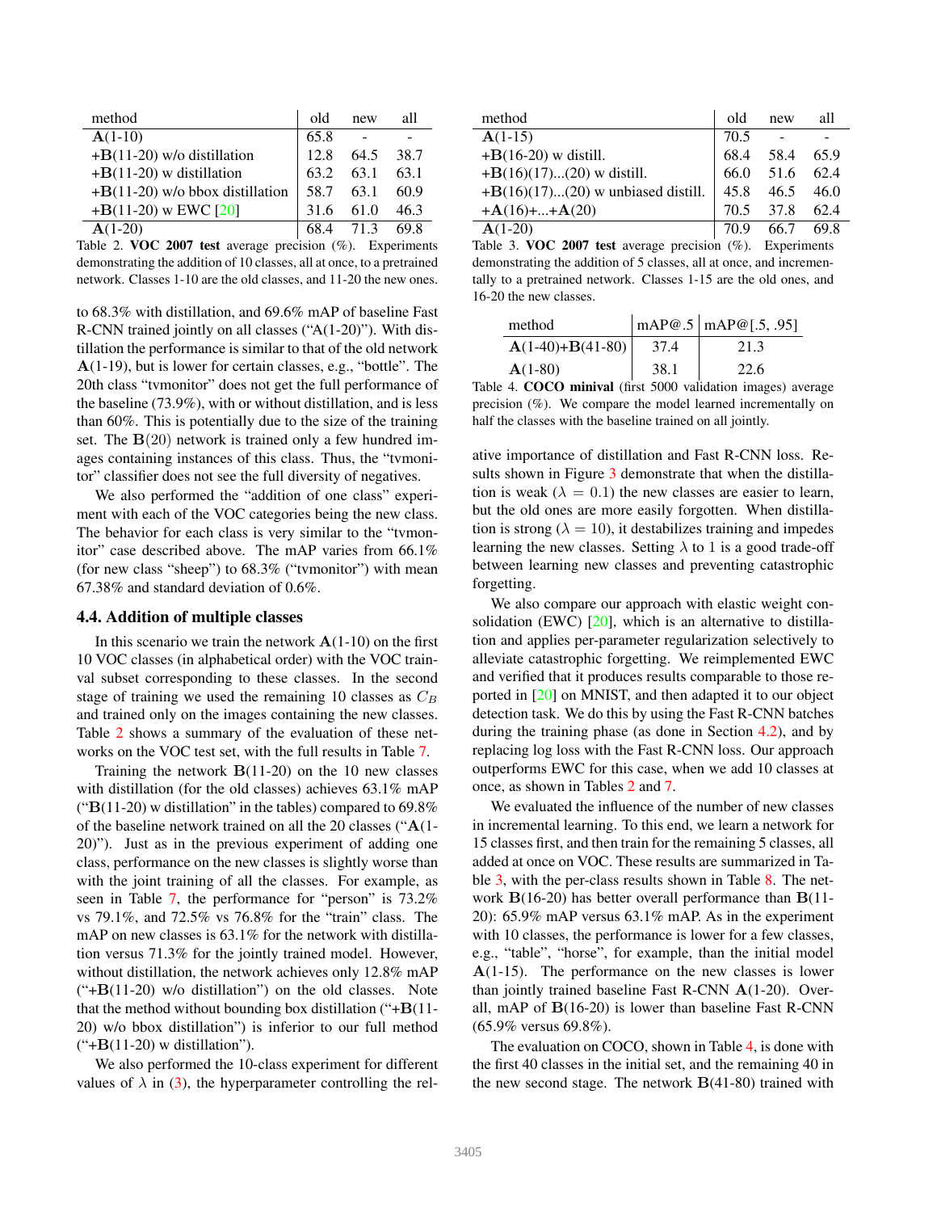| method | old | new | all |
|---|---|---|---|
| **A**(1-10) | 65.8 | - | - |
| +**B**(11-20) w/o distillation | 12.8 | 64.5 | 38.7 |
| +**B**(11-20) w distillation | 63.2 | 63.1 | 63.1 |
| +**B**(11-20) w/o bbox distillation | 58.7 | 63.1 | 60.9 |
| +**B**(11-20) w EWC [20] | 31.6 | 61.0 | 46.3 |
| **A**(1-20) | 68.4 | 71.3 | 69.8 |

Table 2. **VOC 2007 test** average precision (%). Experiments demonstrating the addition of 10 classes, all at once, to a pretrained network. Classes 1-10 are the old classes, and 11-20 the new ones.

to 68.3% with distillation, and 69.6% mAP of baseline Fast R-CNN trained jointly on all classes ("A(1-20)"). With distillation the performance is similar to that of the old network **A**(1-19), but is lower for certain classes, e.g., "bottle". The 20th class "tvmonitor" does not get the full performance of the baseline (73.9%), with or without distillation, and is less than 60%. This is potentially due to the size of the training set. The **B**(20) network is trained only a few hundred images containing instances of this class. Thus, the "tvmonitor" classifier does not see the full diversity of negatives.

We also performed the "addition of one class" experiment with each of the VOC categories being the new class. The behavior for each class is very similar to the "tvmonitor" case described above. The mAP varies from 66.1% (for new class "sheep") to 68.3% ("tvmonitor") with mean 67.38% and standard deviation of 0.6%.

### 4.4. Addition of multiple classes

In this scenario we train the network **A**(1-10) on the first 10 VOC classes (in alphabetical order) with the VOC trainval subset corresponding to these classes. In the second stage of training we used the remaining 10 classes as $C_B$ and trained only on the images containing the new classes. Table 2 shows a summary of the evaluation of these networks on the VOC test set, with the full results in Table 7.

Training the network **B**(11-20) on the 10 new classes with distillation (for the old classes) achieves 63.1% mAP ("**B**(11-20) w distillation" in the tables) compared to 69.8% of the baseline network trained on all the 20 classes ("**A**(1-20)"). Just as in the previous experiment of adding one class, performance on the new classes is slightly worse than with the joint training of all the classes. For example, as seen in Table 7, the performance for "person" is 73.2% vs 79.1%, and 72.5% vs 76.8% for the "train" class. The mAP on new classes is 63.1% for the network with distillation versus 71.3% for the jointly trained model. However, without distillation, the network achieves only 12.8% mAP ("+**B**(11-20) w/o distillation") on the old classes. Note that the method without bounding box distillation ("+**B**(11-20) w/o bbox distillation") is inferior to our full method ("+**B**(11-20) w distillation").

We also performed the 10-class experiment for different values of $\lambda$ in (3), the hyperparameter controlling the relative importance of distillation and Fast R-CNN loss. Results shown in Figure 3 demonstrate that when the distillation is weak ($\lambda = 0.1$) the new classes are easier to learn, but the old ones are more easily forgotten. When distillation is strong ($\lambda = 10$), it destabilizes training and impedes learning the new classes. Setting $\lambda$ to 1 is a good trade-off between learning new classes and preventing catastrophic forgetting.

| method | old | new | all |
|---|---|---|---|
| **A**(1-15) | 70.5 | - | - |
| +**B**(16-20) w distill. | 68.4 | 58.4 | 65.9 |
| +**B**(16)(17)...(20) w distill. | 66.0 | 51.6 | 62.4 |
| +**B**(16)(17)...(20) w unbiased distill. | 45.8 | 46.5 | 46.0 |
| +**A**(16)+...+**A**(20) | 70.5 | 37.8 | 62.4 |
| **A**(1-20) | 70.9 | 66.7 | 69.8 |

Table 3. **VOC 2007 test** average precision (%). Experiments demonstrating the addition of 5 classes, all at once, and incrementally to a pretrained network. Classes 1-15 are the old ones, and 16-20 the new classes.

| method | mAP@.5 | mAP@[.5, .95] |
|---|---|---|
| **A**(1-40)+**B**(41-80) | 37.4 | 21.3 |
| **A**(1-80) | 38.1 | 22.6 |

Table 4. **COCO minival** (first 5000 validation images) average precision (%). We compare the model learned incrementally on half the classes with the baseline trained on all jointly.

We also compare our approach with elastic weight consolidation (EWC) [20], which is an alternative to distillation and applies per-parameter regularization selectively to alleviate catastrophic forgetting. We reimplemented EWC and verified that it produces results comparable to those reported in [20] on MNIST, and then adapted it to our object detection task. We do this by using the Fast R-CNN batches during the training phase (as done in Section 4.2), and by replacing log loss with the Fast R-CNN loss. Our approach outperforms EWC for this case, when we add 10 classes at once, as shown in Tables 2 and 7.

We evaluated the influence of the number of new classes in incremental learning. To this end, we learn a network for 15 classes first, and then train for the remaining 5 classes, all added at once on VOC. These results are summarized in Table 3, with the per-class results shown in Table 8. The network **B**(16-20) has better overall performance than **B**(11-20): 65.9% mAP versus 63.1% mAP. As in the experiment with 10 classes, the performance is lower for a few classes, e.g., "table", "horse", for example, than the initial model **A**(1-15). The performance on the new classes is lower than jointly trained baseline Fast R-CNN **A**(1-20). Overall, mAP of **B**(16-20) is lower than baseline Fast R-CNN (65.9% versus 69.8%).

The evaluation on COCO, shown in Table 4, is done with the first 40 classes in the initial set, and the remaining 40 in the new second stage. The network **B**(41-80) trained with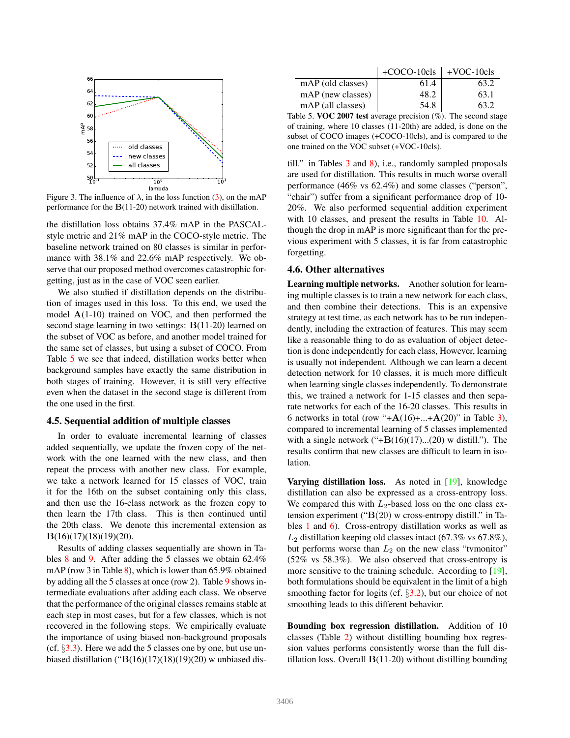Figure 3. The influence of λ, in the loss function (3), on the mAP performance for the $\mathbf{B}$(11-20) network trained with distillation.

the distillation loss obtains 37.4% mAP in the PASCAL-style metric and 21% mAP in the COCO-style metric. The baseline network trained on 80 classes is similar in performance with 38.1% and 22.6% mAP respectively. We observe that our proposed method overcomes catastrophic forgetting, just as in the case of VOC seen earlier.

We also studied if distillation depends on the distribution of images used in this loss. To this end, we used the model $\mathbf{A}$(1-10) trained on VOC, and then performed the second stage learning in two settings: $\mathbf{B}$(11-20) learned on the subset of VOC as before, and another model trained for the same set of classes, but using a subset of COCO. From Table 5 we see that indeed, distillation works better when background samples have exactly the same distribution in both stages of training. However, it is still very effective even when the dataset in the second stage is different from the one used in the first.

### 4.5. Sequential addition of multiple classes

In order to evaluate incremental learning of classes added sequentially, we update the frozen copy of the network with the one learned with the new class, and then repeat the process with another new class. For example, we take a network learned for 15 classes of VOC, train it for the 16th on the subset containing only this class, and then use the 16-class network as the frozen copy to then learn the 17th class. This is then continued until the 20th class. We denote this incremental extension as $\mathbf{B}$(16)(17)(18)(19)(20).

Results of adding classes sequentially are shown in Tables 8 and 9. After adding the 5 classes we obtain 62.4% mAP (row 3 in Table 8), which is lower than 65.9% obtained by adding all the 5 classes at once (row 2). Table 9 shows intermediate evaluations after adding each class. We observe that the performance of the original classes remains stable at each step in most cases, but for a few classes, which is not recovered in the following steps. We empirically evaluate the importance of using biased non-background proposals (cf. §3.3). Here we add the 5 classes one by one, but use unbiased distillation ("$\mathbf{B}$(16)(17)(18)(19)(20) w unbiased distill." in Tables 3 and 8), i.e., randomly sampled proposals are used for distillation. This results in much worse overall performance (46% vs 62.4%) and some classes ("person", "chair") suffer from a significant performance drop of 10-20%. We also performed sequential addition experiment with 10 classes, and present the results in Table 10. Although the drop in mAP is more significant than for the previous experiment with 5 classes, it is far from catastrophic forgetting.

| | +COCO-10cls | +VOC-10cls |
|---|---|---|
| mAP (old classes) | 61.4 | 63.2 |
| mAP (new classes) | 48.2 | 63.1 |
| mAP (all classes) | 54.8 | 63.2 |

Table 5. **VOC 2007 test** average precision (%). The second stage of training, where 10 classes (11-20th) are added, is done on the subset of COCO images (+COCO-10cls), and is compared to the one trained on the VOC subset (+VOC-10cls).

### 4.6. Other alternatives

**Learning multiple networks.** Another solution for learning multiple classes is to train a new network for each class, and then combine their detections. This is an expensive strategy at test time, as each network has to be run independently, including the extraction of features. This may seem like a reasonable thing to do as evaluation of object detection is done independently for each class, However, learning is usually not independent. Although we can learn a decent detection network for 10 classes, it is much more difficult when learning single classes independently. To demonstrate this, we trained a network for 1-15 classes and then separate networks for each of the 16-20 classes. This results in 6 networks in total (row "+$\mathbf{A}$(16)+...+$\mathbf{A}$(20)" in Table 3), compared to incremental learning of 5 classes implemented with a single network ("+$\mathbf{B}$(16)(17)...(20) w distill."). The results confirm that new classes are difficult to learn in isolation.

**Varying distillation loss.** As noted in [19], knowledge distillation can also be expressed as a cross-entropy loss. We compared this with $L_2$-based loss on the one class extension experiment ("$\mathbf{B}(20)$ w cross-entropy distill." in Tables 1 and 6). Cross-entropy distillation works as well as $L_2$ distillation keeping old classes intact (67.3% vs 67.8%), but performs worse than $L_2$ on the new class "tvmonitor" (52% vs 58.3%). We also observed that cross-entropy is more sensitive to the training schedule. According to [19], both formulations should be equivalent in the limit of a high smoothing factor for logits (cf. §3.2), but our choice of not smoothing leads to this different behavior.

**Bounding box regression distillation.** Addition of 10 classes (Table 2) without distilling bounding box regression values performs consistently worse than the full distillation loss. Overall $\mathbf{B}$(11-20) without distilling bounding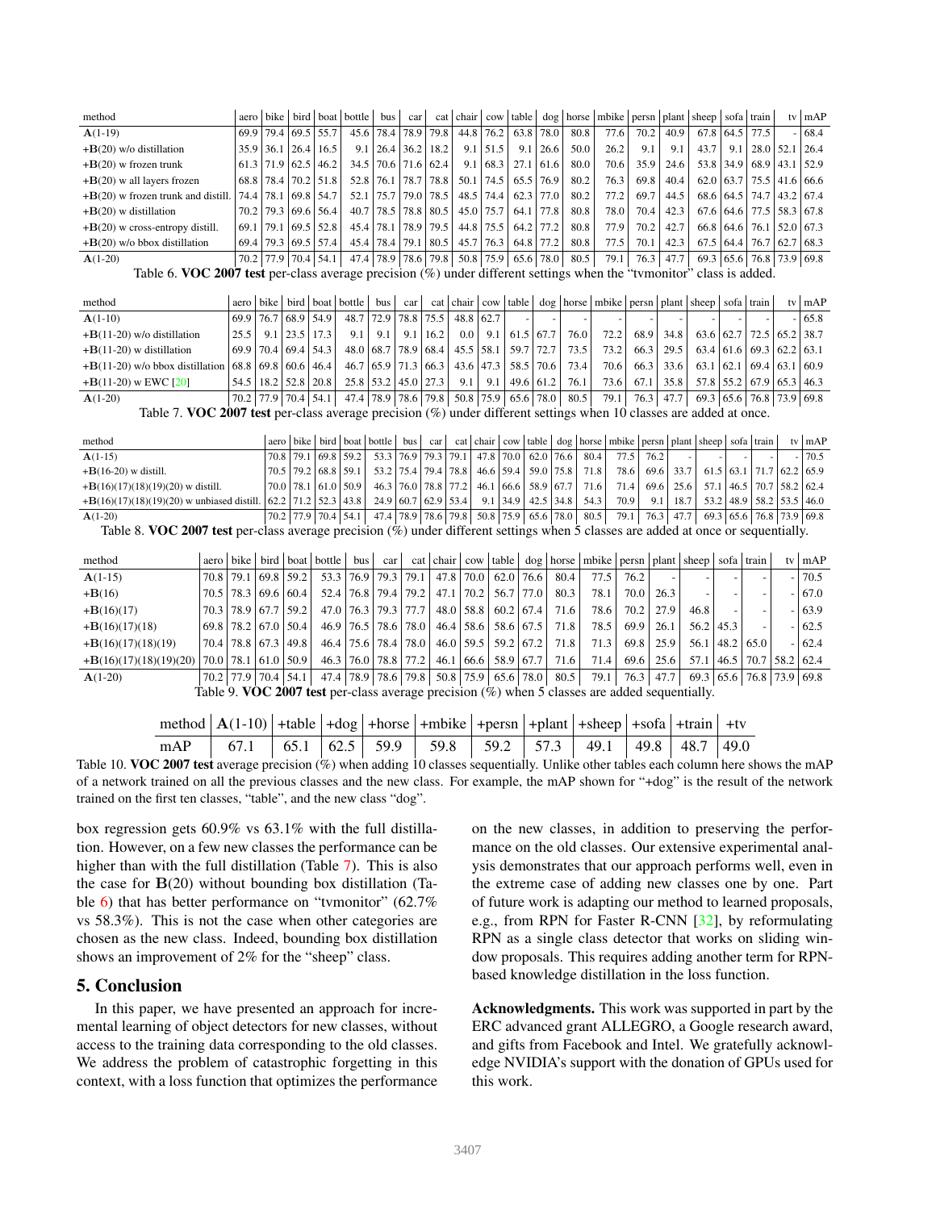| method | aero | bike | bird | boat | bottle | bus | car | cat | chair | cow | table | dog | horse | mbike | persn | plant | sheep | sofa | train | tv | mAP |
|---|---|---|---|---|---|---|---|---|---|---|---|---|---|---|---|---|---|---|---|---|---|
| **A**(1-19) | 69.9 | 79.4 | 69.5 | 55.7 | 45.6 | 78.4 | 78.9 | 79.8 | 44.8 | 76.2 | 63.8 | 78.0 | 80.8 | 77.6 | 70.2 | 40.9 | 67.8 | 64.5 | 77.5 | - | 68.4 |
| +**B**(20) w/o distillation | 35.9 | 36.1 | 26.4 | 16.5 | 9.1 | 26.4 | 36.2 | 18.2 | 9.1 | 51.5 | 9.1 | 26.6 | 50.0 | 26.2 | 9.1 | 9.1 | 43.7 | 9.1 | 28.0 | 52.1 | 26.4 |
| +**B**(20) w frozen trunk | 61.3 | 71.9 | 62.5 | 46.2 | 34.5 | 70.6 | 71.6 | 62.4 | 9.1 | 68.3 | 27.1 | 61.6 | 80.0 | 70.6 | 35.9 | 24.6 | 53.8 | 34.9 | 68.9 | 43.1 | 52.9 |
| +**B**(20) w all layers frozen | 68.8 | 78.4 | 70.2 | 51.8 | 52.8 | 76.1 | 78.7 | 78.8 | 50.1 | 74.5 | 65.5 | 76.9 | 80.2 | 76.3 | 69.8 | 40.4 | 62.0 | 63.7 | 75.5 | 41.6 | 66.6 |
| +**B**(20) w frozen trunk and distill. | 74.4 | 78.1 | 69.8 | 54.7 | 52.1 | 75.7 | 79.0 | 78.5 | 48.5 | 74.4 | 62.3 | 77.0 | 80.2 | 77.2 | 69.7 | 44.5 | 68.6 | 64.5 | 74.7 | 43.2 | 67.4 |
| +**B**(20) w distillation | 70.2 | 79.3 | 69.6 | 56.4 | 40.7 | 78.5 | 78.8 | 80.5 | 45.0 | 75.7 | 64.1 | 77.8 | 80.8 | 78.0 | 70.4 | 42.3 | 67.6 | 64.6 | 77.5 | 58.3 | 67.8 |
| +**B**(20) w cross-entropy distill. | 69.1 | 79.1 | 69.5 | 52.8 | 45.4 | 78.1 | 78.9 | 79.5 | 44.8 | 75.5 | 64.2 | 77.2 | 80.8 | 77.9 | 70.2 | 42.7 | 66.8 | 64.6 | 76.1 | 52.0 | 67.3 |
| +**B**(20) w/o bbox distillation | 69.4 | 79.3 | 69.5 | 57.4 | 45.4 | 78.4 | 79.1 | 80.5 | 45.7 | 76.3 | 64.8 | 77.2 | 80.8 | 77.5 | 70.1 | 42.3 | 67.5 | 64.4 | 76.7 | 62.7 | 68.3 |
| **A**(1-20) | 70.2 | 77.9 | 70.4 | 54.1 | 47.4 | 78.9 | 78.6 | 79.8 | 50.8 | 75.9 | 65.6 | 78.0 | 80.5 | 79.1 | 76.3 | 47.7 | 69.3 | 65.6 | 76.8 | 73.9 | 69.8 |

Table 6. **VOC 2007 test** per-class average precision (%) under different settings when the "tvmonitor" class is added.

| method | aero | bike | bird | boat | bottle | bus | car | cat | chair | cow | table | dog | horse | mbike | persn | plant | sheep | sofa | train | tv | mAP |
|---|---|---|---|---|---|---|---|---|---|---|---|---|---|---|---|---|---|---|---|---|---|
| **A**(1-10) | 69.9 | 76.7 | 68.9 | 54.9 | 48.7 | 72.9 | 78.8 | 75.5 | 48.8 | 62.7 | - | - | - | - | - | - | - | - | - | - | 65.8 |
| +**B**(11-20) w/o distillation | 25.5 | 9.1 | 23.5 | 17.3 | 9.1 | 9.1 | 9.1 | 16.2 | 0.0 | 9.1 | 61.5 | 67.7 | 76.0 | 72.2 | 68.9 | 34.8 | 63.6 | 62.7 | 72.5 | 65.2 | 38.7 |
| +**B**(11-20) w distillation | 69.9 | 70.4 | 69.4 | 54.3 | 48.0 | 68.7 | 78.9 | 68.4 | 45.5 | 58.1 | 59.7 | 72.7 | 73.5 | 73.2 | 66.3 | 29.5 | 63.4 | 61.6 | 69.3 | 62.2 | 63.1 |
| +**B**(11-20) w/o bbox distillation | 68.8 | 69.8 | 60.6 | 46.4 | 46.7 | 65.9 | 71.3 | 66.3 | 43.6 | 47.3 | 58.5 | 70.6 | 73.4 | 70.6 | 66.3 | 33.6 | 63.1 | 62.1 | 69.4 | 63.1 | 60.9 |
| +**B**(11-20) w EWC [20] | 54.5 | 18.2 | 52.8 | 20.8 | 25.8 | 53.2 | 45.0 | 27.3 | 9.1 | 9.1 | 49.6 | 61.2 | 76.1 | 73.6 | 67.1 | 35.8 | 57.8 | 55.2 | 67.9 | 65.3 | 46.3 |
| **A**(1-20) | 70.2 | 77.9 | 70.4 | 54.1 | 47.4 | 78.9 | 78.6 | 79.8 | 50.8 | 75.9 | 65.6 | 78.0 | 80.5 | 79.1 | 76.3 | 47.7 | 69.3 | 65.6 | 76.8 | 73.9 | 69.8 |

Table 7. **VOC 2007 test** per-class average precision (%) under different settings when 10 classes are added at once.

| method | aero | bike | bird | boat | bottle | bus | car | cat | chair | cow | table | dog | horse | mbike | persn | plant | sheep | sofa | train | tv | mAP |
|---|---|---|---|---|---|---|---|---|---|---|---|---|---|---|---|---|---|---|---|---|---|
| **A**(1-15) | 70.8 | 79.1 | 69.8 | 59.2 | 53.3 | 76.9 | 79.3 | 79.1 | 47.8 | 70.0 | 62.0 | 76.6 | 80.4 | 77.5 | 76.2 | - | - | - | - | - | 70.5 |
| +**B**(16-20) w distill. | 70.5 | 79.2 | 68.8 | 59.1 | 53.2 | 75.4 | 79.4 | 78.8 | 46.6 | 59.4 | 59.0 | 75.8 | 71.8 | 78.6 | 69.6 | 33.7 | 61.5 | 63.1 | 71.7 | 62.2 | 65.9 |
| +**B**(16)(17)(18)(19)(20) w distill. | 70.0 | 78.1 | 61.0 | 50.9 | 46.3 | 76.0 | 78.8 | 77.2 | 46.1 | 66.6 | 58.9 | 67.7 | 71.6 | 71.4 | 69.6 | 25.6 | 57.1 | 46.5 | 70.7 | 58.2 | 62.4 |
| +**B**(16)(17)(18)(19)(20) w unbiased distill. | 62.2 | 71.2 | 52.3 | 43.8 | 24.9 | 60.7 | 62.9 | 53.4 | 9.1 | 34.9 | 42.5 | 34.8 | 54.3 | 70.9 | 9.1 | 18.7 | 53.2 | 48.9 | 58.2 | 53.5 | 46.0 |
| **A**(1-20) | 70.2 | 77.9 | 70.4 | 54.1 | 47.4 | 78.9 | 78.6 | 79.8 | 50.8 | 75.9 | 65.6 | 78.0 | 80.5 | 79.1 | 76.3 | 47.7 | 69.3 | 65.6 | 76.8 | 73.9 | 69.8 |

Table 8. **VOC 2007 test** per-class average precision (%) under different settings when 5 classes are added at once or sequentially.

| method | aero | bike | bird | boat | bottle | bus | car | cat | chair | cow | table | dog | horse | mbike | persn | plant | sheep | sofa | train | tv | mAP |
|---|---|---|---|---|---|---|---|---|---|---|---|---|---|---|---|---|---|---|---|---|---|
| **A**(1-15) | 70.8 | 79.1 | 69.8 | 59.2 | 53.3 | 76.9 | 79.3 | 79.1 | 47.8 | 70.0 | 62.0 | 76.6 | 80.4 | 77.5 | 76.2 | - | - | - | - | - | 70.5 |
| +**B**(16) | 70.5 | 78.3 | 69.6 | 60.4 | 52.4 | 76.8 | 79.4 | 79.2 | 47.1 | 70.2 | 56.7 | 77.0 | 80.3 | 78.1 | 70.0 | 26.3 | - | - | - | - | 67.0 |
| +**B**(16)(17) | 70.3 | 78.9 | 67.7 | 59.2 | 47.0 | 76.3 | 79.3 | 77.7 | 48.0 | 58.8 | 60.2 | 67.4 | 71.6 | 78.6 | 70.2 | 27.9 | 46.8 | - | - | - | 63.9 |
| +**B**(16)(17)(18) | 69.8 | 78.2 | 67.0 | 50.4 | 46.9 | 76.5 | 78.6 | 78.0 | 46.4 | 58.6 | 58.6 | 67.5 | 71.8 | 78.5 | 69.9 | 26.1 | 56.2 | 45.3 | - | - | 62.5 |
| +**B**(16)(17)(18)(19) | 70.4 | 78.8 | 67.3 | 49.8 | 46.4 | 75.6 | 78.4 | 78.0 | 46.0 | 59.5 | 59.2 | 67.2 | 71.8 | 71.3 | 69.8 | 25.9 | 56.1 | 48.2 | 65.0 | - | 62.4 |
| +**B**(16)(17)(18)(19)(20) | 70.0 | 78.1 | 61.0 | 50.9 | 46.3 | 76.0 | 78.8 | 77.2 | 46.1 | 66.6 | 58.9 | 67.7 | 71.6 | 71.4 | 69.6 | 25.6 | 57.1 | 46.5 | 70.7 | 58.2 | 62.4 |
| **A**(1-20) | 70.2 | 77.9 | 70.4 | 54.1 | 47.4 | 78.9 | 78.6 | 79.8 | 50.8 | 75.9 | 65.6 | 78.0 | 80.5 | 79.1 | 76.3 | 47.7 | 69.3 | 65.6 | 76.8 | 73.9 | 69.8 |

Table 9. **VOC 2007 test** per-class average precision (%) when 5 classes are added sequentially.

| method | **A**(1-10) | +table | +dog | +horse | +mbike | +persn | +plant | +sheep | +sofa | +train | +tv |
|---|---|---|---|---|---|---|---|---|---|---|---|
| mAP | 67.1 | 65.1 | 62.5 | 59.9 | 59.8 | 59.2 | 57.3 | 49.1 | 49.8 | 48.7 | 49.0 |

Table 10. **VOC 2007 test** average precision (%) when adding 10 classes sequentially. Unlike other tables each column here shows the mAP of a network trained on all the previous classes and the new class. For example, the mAP shown for "+dog" is the result of the network trained on the first ten classes, "table", and the new class "dog".

box regression gets 60.9% vs 63.1% with the full distillation. However, on a few new classes the performance can be higher than with the full distillation (Table 7). This is also the case for **B**(20) without bounding box distillation (Table 6) that has better performance on "tvmonitor" (62.7% vs 58.3%). This is not the case when other categories are chosen as the new class. Indeed, bounding box distillation shows an improvement of 2% for the "sheep" class.

## 5. Conclusion

In this paper, we have presented an approach for incremental learning of object detectors for new classes, without access to the training data corresponding to the old classes. We address the problem of catastrophic forgetting in this context, with a loss function that optimizes the performance on the new classes, in addition to preserving the performance on the old classes. Our extensive experimental analysis demonstrates that our approach performs well, even in the extreme case of adding new classes one by one. Part of future work is adapting our method to learned proposals, e.g., from RPN for Faster R-CNN [32], by reformulating RPN as a single class detector that works on sliding window proposals. This requires adding another term for RPN-based knowledge distillation in the loss function.

**Acknowledgments.** This work was supported in part by the ERC advanced grant ALLEGRO, a Google research award, and gifts from Facebook and Intel. We gratefully acknowledge NVIDIA's support with the donation of GPUs used for this work.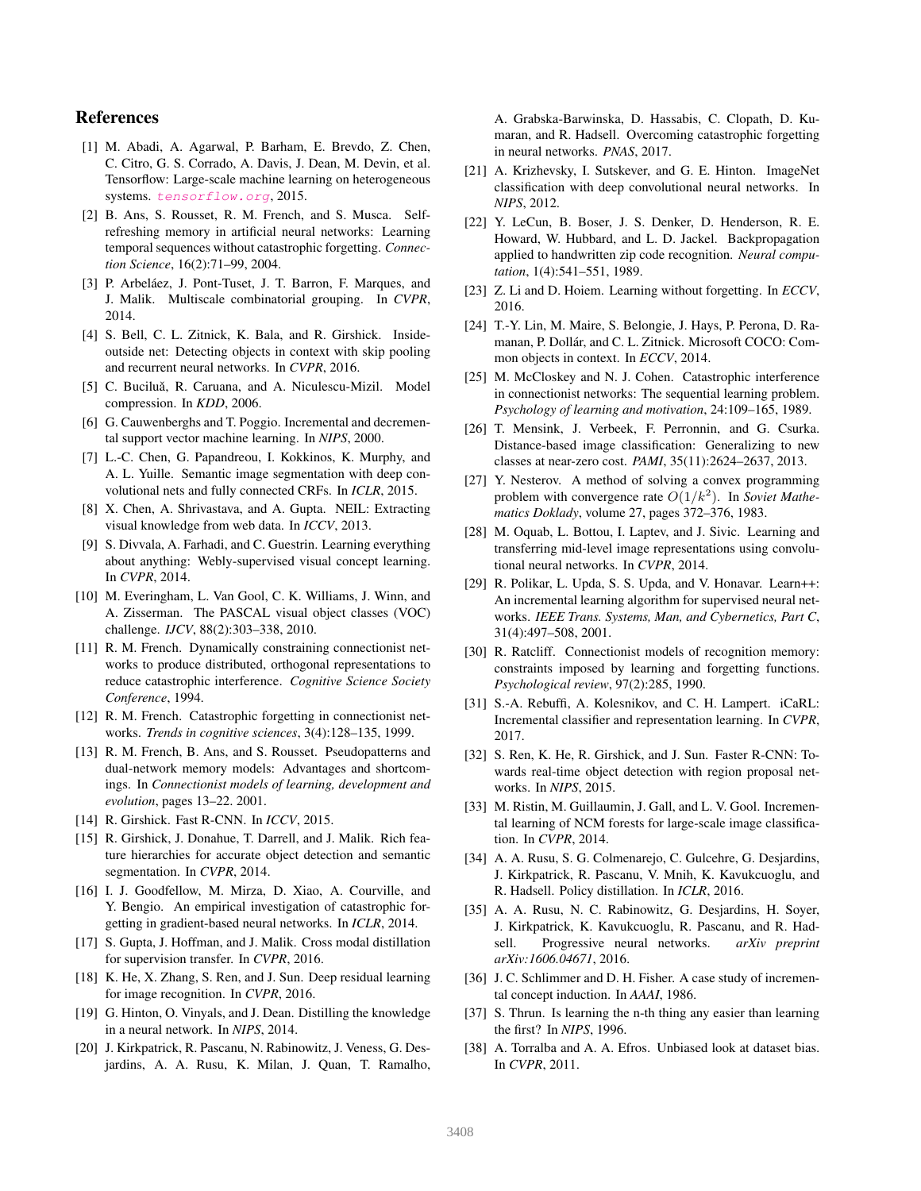## References

[1] M. Abadi, A. Agarwal, P. Barham, E. Brevdo, Z. Chen, C. Citro, G. S. Corrado, A. Davis, J. Dean, M. Devin, et al. Tensorflow: Large-scale machine learning on heterogeneous systems. `tensorflow.org`, 2015.

[2] B. Ans, S. Rousset, R. M. French, and S. Musca. Self-refreshing memory in artificial neural networks: Learning temporal sequences without catastrophic forgetting. *Connection Science*, 16(2):71–99, 2004.

[3] P. Arbeláez, J. Pont-Tuset, J. T. Barron, F. Marques, and J. Malik. Multiscale combinatorial grouping. In *CVPR*, 2014.

[4] S. Bell, C. L. Zitnick, K. Bala, and R. Girshick. Inside-outside net: Detecting objects in context with skip pooling and recurrent neural networks. In *CVPR*, 2016.

[5] C. Buciluă, R. Caruana, and A. Niculescu-Mizil. Model compression. In *KDD*, 2006.

[6] G. Cauwenberghs and T. Poggio. Incremental and decremental support vector machine learning. In *NIPS*, 2000.

[7] L.-C. Chen, G. Papandreou, I. Kokkinos, K. Murphy, and A. L. Yuille. Semantic image segmentation with deep convolutional nets and fully connected CRFs. In *ICLR*, 2015.

[8] X. Chen, A. Shrivastava, and A. Gupta. NEIL: Extracting visual knowledge from web data. In *ICCV*, 2013.

[9] S. Divvala, A. Farhadi, and C. Guestrin. Learning everything about anything: Webly-supervised visual concept learning. In *CVPR*, 2014.

[10] M. Everingham, L. Van Gool, C. K. Williams, J. Winn, and A. Zisserman. The PASCAL visual object classes (VOC) challenge. *IJCV*, 88(2):303–338, 2010.

[11] R. M. French. Dynamically constraining connectionist networks to produce distributed, orthogonal representations to reduce catastrophic interference. *Cognitive Science Society Conference*, 1994.

[12] R. M. French. Catastrophic forgetting in connectionist networks. *Trends in cognitive sciences*, 3(4):128–135, 1999.

[13] R. M. French, B. Ans, and S. Rousset. Pseudopatterns and dual-network memory models: Advantages and shortcomings. In *Connectionist models of learning, development and evolution*, pages 13–22. 2001.

[14] R. Girshick. Fast R-CNN. In *ICCV*, 2015.

[15] R. Girshick, J. Donahue, T. Darrell, and J. Malik. Rich feature hierarchies for accurate object detection and semantic segmentation. In *CVPR*, 2014.

[16] I. J. Goodfellow, M. Mirza, D. Xiao, A. Courville, and Y. Bengio. An empirical investigation of catastrophic forgetting in gradient-based neural networks. In *ICLR*, 2014.

[17] S. Gupta, J. Hoffman, and J. Malik. Cross modal distillation for supervision transfer. In *CVPR*, 2016.

[18] K. He, X. Zhang, S. Ren, and J. Sun. Deep residual learning for image recognition. In *CVPR*, 2016.

[19] G. Hinton, O. Vinyals, and J. Dean. Distilling the knowledge in a neural network. In *NIPS*, 2014.

[20] J. Kirkpatrick, R. Pascanu, N. Rabinowitz, J. Veness, G. Desjardins, A. A. Rusu, K. Milan, J. Quan, T. Ramalho, A. Grabska-Barwinska, D. Hassabis, C. Clopath, D. Kumaran, and R. Hadsell. Overcoming catastrophic forgetting in neural networks. *PNAS*, 2017.

[21] A. Krizhevsky, I. Sutskever, and G. E. Hinton. ImageNet classification with deep convolutional neural networks. In *NIPS*, 2012.

[22] Y. LeCun, B. Boser, J. S. Denker, D. Henderson, R. E. Howard, W. Hubbard, and L. D. Jackel. Backpropagation applied to handwritten zip code recognition. *Neural computation*, 1(4):541–551, 1989.

[23] Z. Li and D. Hoiem. Learning without forgetting. In *ECCV*, 2016.

[24] T.-Y. Lin, M. Maire, S. Belongie, J. Hays, P. Perona, D. Ramanan, P. Dollár, and C. L. Zitnick. Microsoft COCO: Common objects in context. In *ECCV*, 2014.

[25] M. McCloskey and N. J. Cohen. Catastrophic interference in connectionist networks: The sequential learning problem. *Psychology of learning and motivation*, 24:109–165, 1989.

[26] T. Mensink, J. Verbeek, F. Perronnin, and G. Csurka. Distance-based image classification: Generalizing to new classes at near-zero cost. *PAMI*, 35(11):2624–2637, 2013.

[27] Y. Nesterov. A method of solving a convex programming problem with convergence rate $O(1/k^2)$. In *Soviet Mathematics Doklady*, volume 27, pages 372–376, 1983.

[28] M. Oquab, L. Bottou, I. Laptev, and J. Sivic. Learning and transferring mid-level image representations using convolutional neural networks. In *CVPR*, 2014.

[29] R. Polikar, L. Upda, S. S. Upda, and V. Honavar. Learn++: An incremental learning algorithm for supervised neural networks. *IEEE Trans. Systems, Man, and Cybernetics, Part C*, 31(4):497–508, 2001.

[30] R. Ratcliff. Connectionist models of recognition memory: constraints imposed by learning and forgetting functions. *Psychological review*, 97(2):285, 1990.

[31] S.-A. Rebuffi, A. Kolesnikov, and C. H. Lampert. iCaRL: Incremental classifier and representation learning. In *CVPR*, 2017.

[32] S. Ren, K. He, R. Girshick, and J. Sun. Faster R-CNN: Towards real-time object detection with region proposal networks. In *NIPS*, 2015.

[33] M. Ristin, M. Guillaumin, J. Gall, and L. V. Gool. Incremental learning of NCM forests for large-scale image classification. In *CVPR*, 2014.

[34] A. A. Rusu, S. G. Colmenarejo, C. Gulcehre, G. Desjardins, J. Kirkpatrick, R. Pascanu, V. Mnih, K. Kavukcuoglu, and R. Hadsell. Policy distillation. In *ICLR*, 2016.

[35] A. A. Rusu, N. C. Rabinowitz, G. Desjardins, H. Soyer, J. Kirkpatrick, K. Kavukcuoglu, R. Pascanu, and R. Hadsell. Progressive neural networks. *arXiv preprint arXiv:1606.04671*, 2016.

[36] J. C. Schlimmer and D. H. Fisher. A case study of incremental concept induction. In *AAAI*, 1986.

[37] S. Thrun. Is learning the n-th thing any easier than learning the first? In *NIPS*, 1996.

[38] A. Torralba and A. A. Efros. Unbiased look at dataset bias. In *CVPR*, 2011.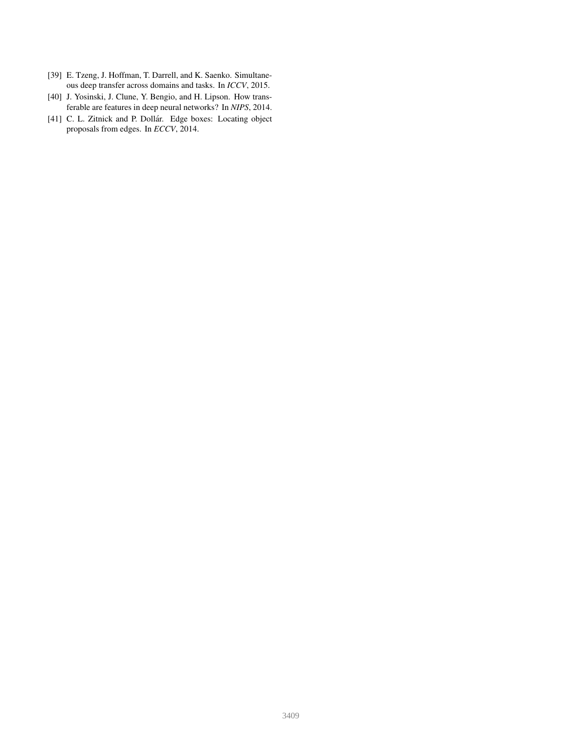[39] E. Tzeng, J. Hoffman, T. Darrell, and K. Saenko. Simultaneous deep transfer across domains and tasks. In *ICCV*, 2015.

[40] J. Yosinski, J. Clune, Y. Bengio, and H. Lipson. How transferable are features in deep neural networks? In *NIPS*, 2014.

[41] C. L. Zitnick and P. Dollár. Edge boxes: Locating object proposals from edges. In *ECCV*, 2014.